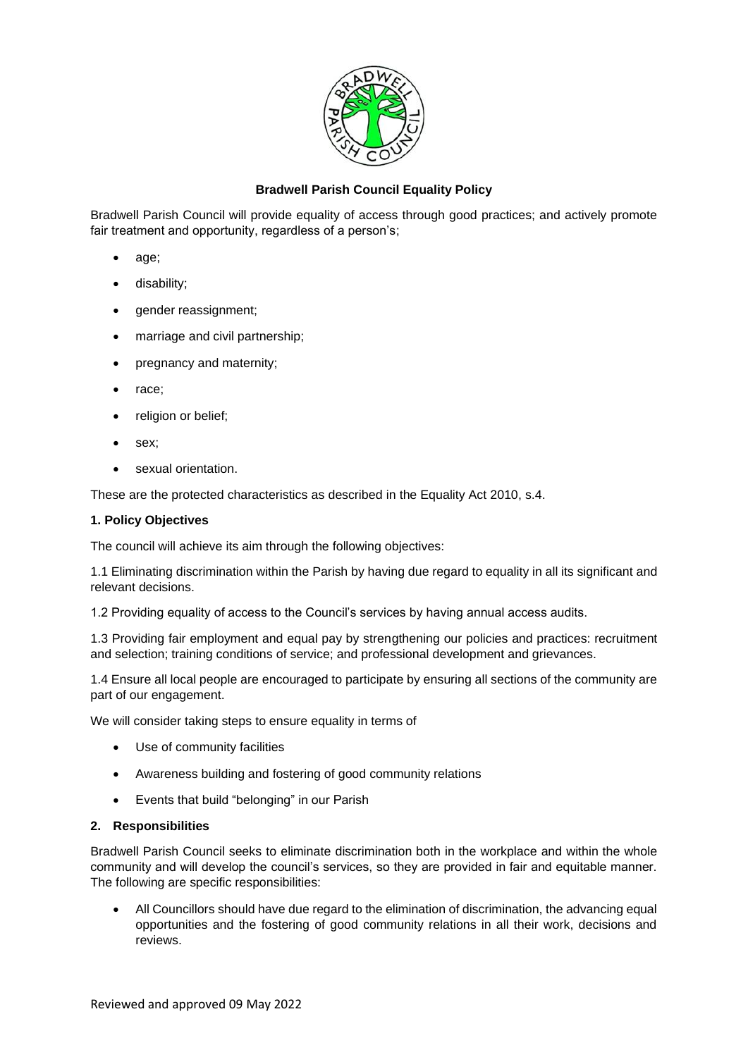**Bradwell Parish Council Equality Policy**

Bradwell Parish Council will provide equality of access through good practices; and actively promote fair treatment and opportunity, regardless of a person's;

- age;
- disability;
- gender reassignment;
- marriage and civil partnership;
- pregnancy and maternity;
- race;
- religion or belief;
- sex;
- sexual orientation.

These are the protected characteristics as described in the Equality Act 2010, s.4.

**1. Policy Objectives**

The council will achieve its aim through the following objectives:

1.1 Eliminating discrimination within the Parish by having due regard to equality in all its significant and relevant decisions.

1.2 Providing equality of access to the Council's services by having annual access audits.

1.3 Providing fair employment and equal pay by strengthening our policies and practices: recruitment and selection; training conditions of service; and professional development and grievances.

1.4 Ensure all local people are encouraged to participate by ensuring all sections of the community are part of our engagement.

We will consider taking steps to ensure equality in terms of

- Use of community facilities
- Awareness building and fostering of good community relations
- Events that build "belonging" in our Parish

**2. Responsibilities**

Bradwell Parish Council seeks to eliminate discrimination both in the workplace and within the whole community and will develop the council's services, so they are provided in fair and equitable manner. The following are specific responsibilities:

- All Councillors should have due regard to the elimination of discrimination, the advancing equal opportunities and the fostering of good community relations in all their work, decisions and reviews.

Reviewed and approved 09 May 2022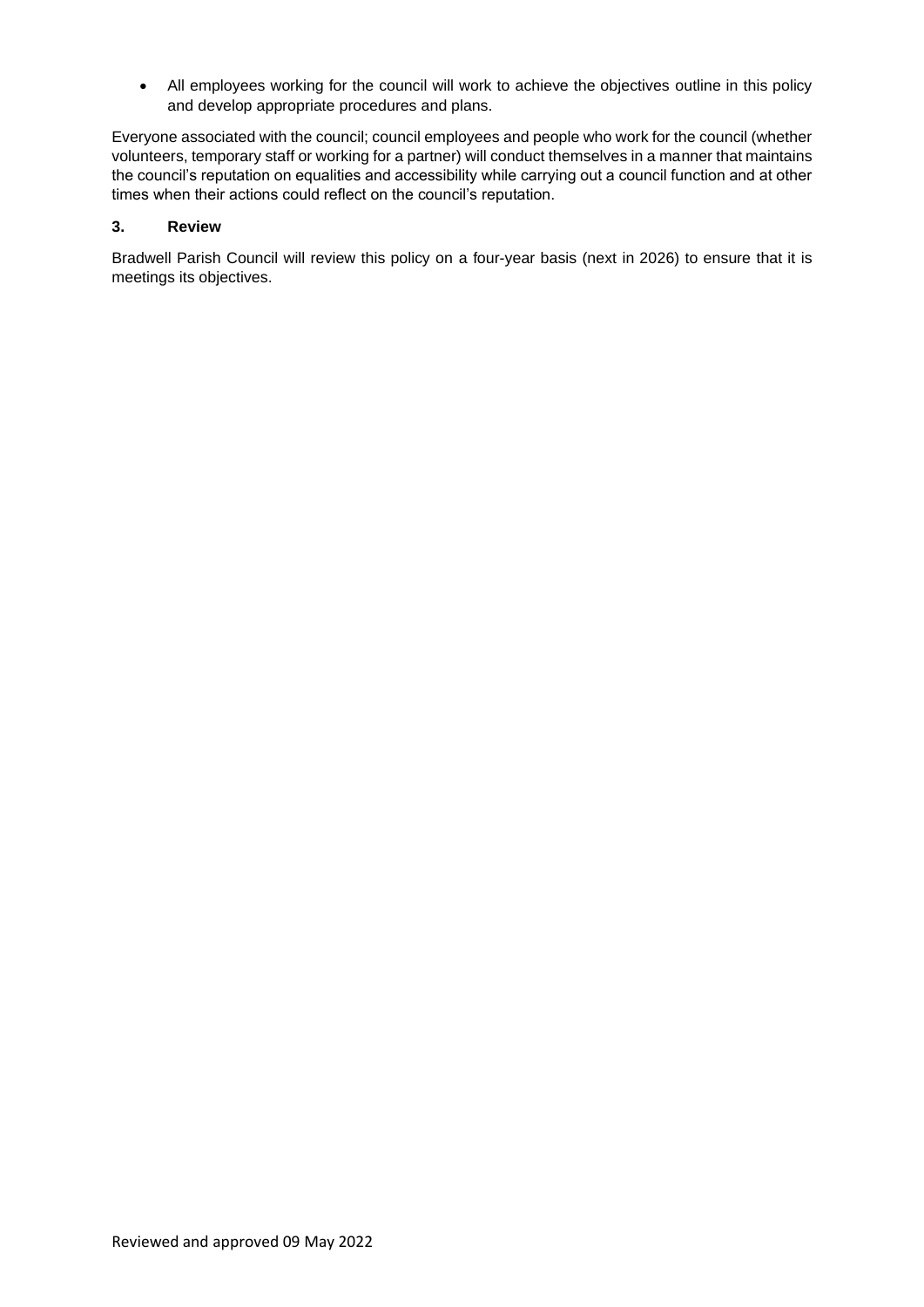- All employees working for the council will work to achieve the objectives outline in this policy and develop appropriate procedures and plans.

Everyone associated with the council; council employees and people who work for the council (whether volunteers, temporary staff or working for a partner) will conduct themselves in a manner that maintains the council's reputation on equalities and accessibility while carrying out a council function and at other times when their actions could reflect on the council's reputation.

### 3. Review

Bradwell Parish Council will review this policy on a four-year basis (next in 2026) to ensure that it is meetings its objectives.

Reviewed and approved 09 May 2022